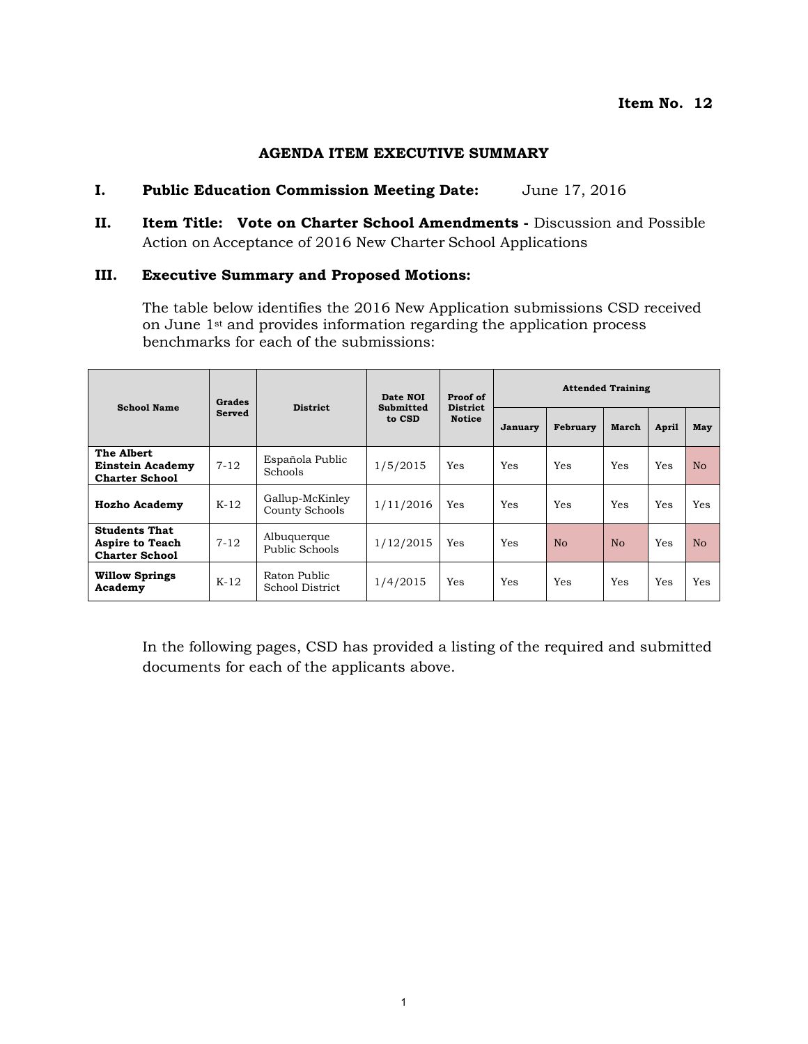**Item No. 12**

## AGENDA ITEM EXECUTIVE SUMMARY

**I. Public Education Commission Meeting Date:** June 17, 2016

**II. Item Title: Vote on Charter School Amendments -** Discussion and Possible Action on Acceptance of 2016 New Charter School Applications

**III. Executive Summary and Proposed Motions:**

The table below identifies the 2016 New Application submissions CSD received on June 1st and provides information regarding the application process benchmarks for each of the submissions:

| School Name | Grades Served | District | Date NOI Submitted to CSD | Proof of District Notice | Attended Training | | | | |
|---|---|---|---|---|---|---|---|---|---|
| | | | | | January | February | March | April | May |
| **The Albert Einstein Academy Charter School** | 7-12 | Española Public Schools | 1/5/2015 | Yes | Yes | Yes | Yes | Yes | No |
| **Hozho Academy** | K-12 | Gallup-McKinley County Schools | 1/11/2016 | Yes | Yes | Yes | Yes | Yes | Yes |
| **Students That Aspire to Teach Charter School** | 7-12 | Albuquerque Public Schools | 1/12/2015 | Yes | Yes | No | No | Yes | No |
| **Willow Springs Academy** | K-12 | Raton Public School District | 1/4/2015 | Yes | Yes | Yes | Yes | Yes | Yes |

In the following pages, CSD has provided a listing of the required and submitted documents for each of the applicants above.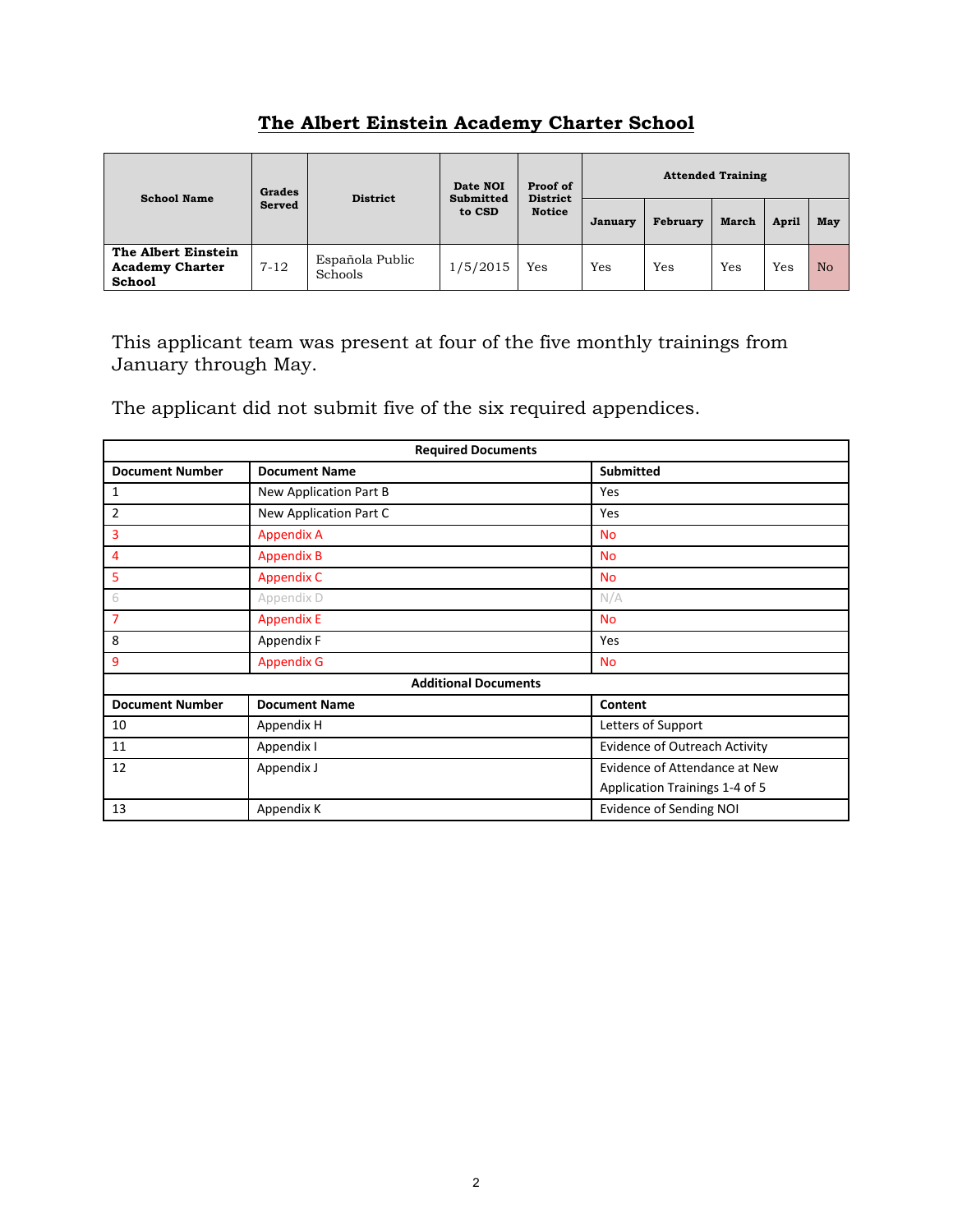# The Albert Einstein Academy Charter School

| School Name | Grades Served | District | Date NOI Submitted to CSD | Proof of District Notice | Attended Training | | | | |
|---|---|---|---|---|---|---|---|---|---|
| | | | | | January | February | March | April | May |
| **The Albert Einstein Academy Charter School** | 7-12 | Española Public Schools | 1/5/2015 | Yes | Yes | Yes | Yes | Yes | No |

This applicant team was present at four of the five monthly trainings from January through May.

The applicant did not submit five of the six required appendices.

| Required Documents | | |
|---|---|---|
| **Document Number** | **Document Name** | **Submitted** |
| 1 | New Application Part B | Yes |
| 2 | New Application Part C | Yes |
| 3 | Appendix A | No |
| 4 | Appendix B | No |
| 5 | Appendix C | No |
| 6 | Appendix D | N/A |
| 7 | Appendix E | No |
| 8 | Appendix F | Yes |
| 9 | Appendix G | No |
| **Additional Documents** | | |
| **Document Number** | **Document Name** | **Content** |
| 10 | Appendix H | Letters of Support |
| 11 | Appendix I | Evidence of Outreach Activity |
| 12 | Appendix J | Evidence of Attendance at New Application Trainings 1-4 of 5 |
| 13 | Appendix K | Evidence of Sending NOI |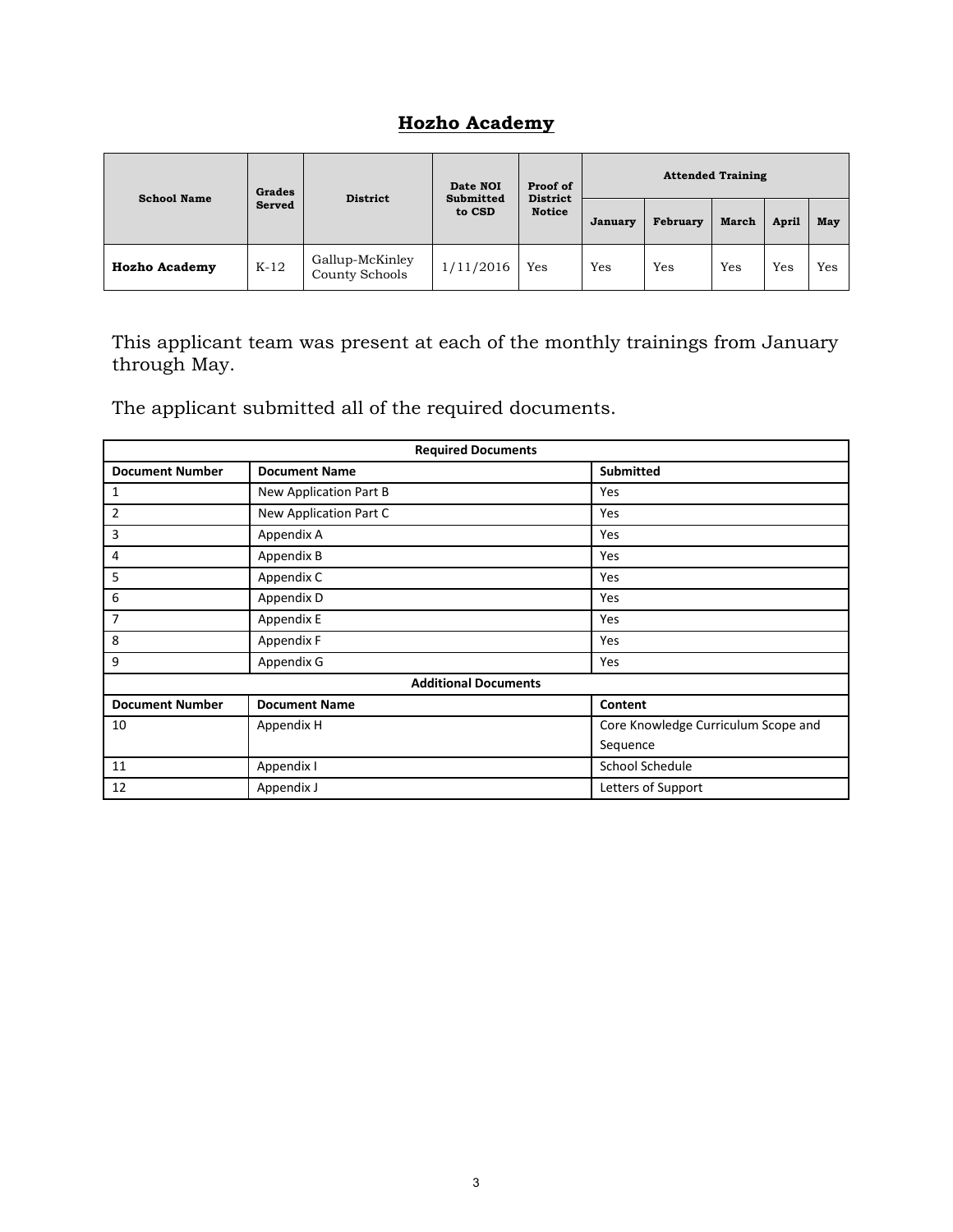# Hozho Academy

| School Name | Grades Served | District | Date NOI Submitted to CSD | Proof of District Notice | Attended Training | | | | |
|---|---|---|---|---|---|---|---|---|---|
| | | | | | January | February | March | April | May |
| **Hozho Academy** | K-12 | Gallup-McKinley County Schools | 1/11/2016 | Yes | Yes | Yes | Yes | Yes | Yes |

This applicant team was present at each of the monthly trainings from January through May.

The applicant submitted all of the required documents.

| Required Documents | | |
|---|---|---|
| **Document Number** | **Document Name** | **Submitted** |
| 1 | New Application Part B | Yes |
| 2 | New Application Part C | Yes |
| 3 | Appendix A | Yes |
| 4 | Appendix B | Yes |
| 5 | Appendix C | Yes |
| 6 | Appendix D | Yes |
| 7 | Appendix E | Yes |
| 8 | Appendix F | Yes |
| 9 | Appendix G | Yes |
| **Additional Documents** | | |
| **Document Number** | **Document Name** | **Content** |
| 10 | Appendix H | Core Knowledge Curriculum Scope and Sequence |
| 11 | Appendix I | School Schedule |
| 12 | Appendix J | Letters of Support |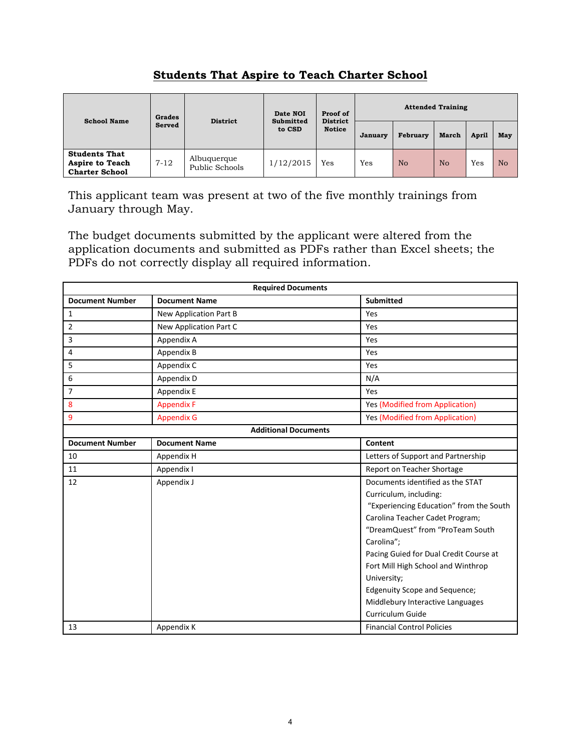## Students That Aspire to Teach Charter School

| School Name | Grades Served | District | Date NOI Submitted to CSD | Proof of District Notice | Attended Training | | | | |
|---|---|---|---|---|---|---|---|---|---|
| | | | | | January | February | March | April | May |
| **Students That Aspire to Teach Charter School** | 7-12 | Albuquerque Public Schools | 1/12/2015 | Yes | Yes | No | No | Yes | No |

This applicant team was present at two of the five monthly trainings from January through May.

The budget documents submitted by the applicant were altered from the application documents and submitted as PDFs rather than Excel sheets; the PDFs do not correctly display all required information.

| Required Documents | | |
|---|---|---|
| **Document Number** | **Document Name** | **Submitted** |
| 1 | New Application Part B | Yes |
| 2 | New Application Part C | Yes |
| 3 | Appendix A | Yes |
| 4 | Appendix B | Yes |
| 5 | Appendix C | Yes |
| 6 | Appendix D | N/A |
| 7 | Appendix E | Yes |
| 8 | Appendix F | Yes (Modified from Application) |
| 9 | Appendix G | Yes (Modified from Application) |
| **Additional Documents** | | |
| **Document Number** | **Document Name** | **Content** |
| 10 | Appendix H | Letters of Support and Partnership |
| 11 | Appendix I | Report on Teacher Shortage |
| 12 | Appendix J | Documents identified as the STAT Curriculum, including: "Experiencing Education" from the South Carolina Teacher Cadet Program; "DreamQuest" from "ProTeam South Carolina"; Pacing Guied for Dual Credit Course at Fort Mill High School and Winthrop University; Edgenuity Scope and Sequence; Middlebury Interactive Languages Curriculum Guide |
| 13 | Appendix K | Financial Control Policies |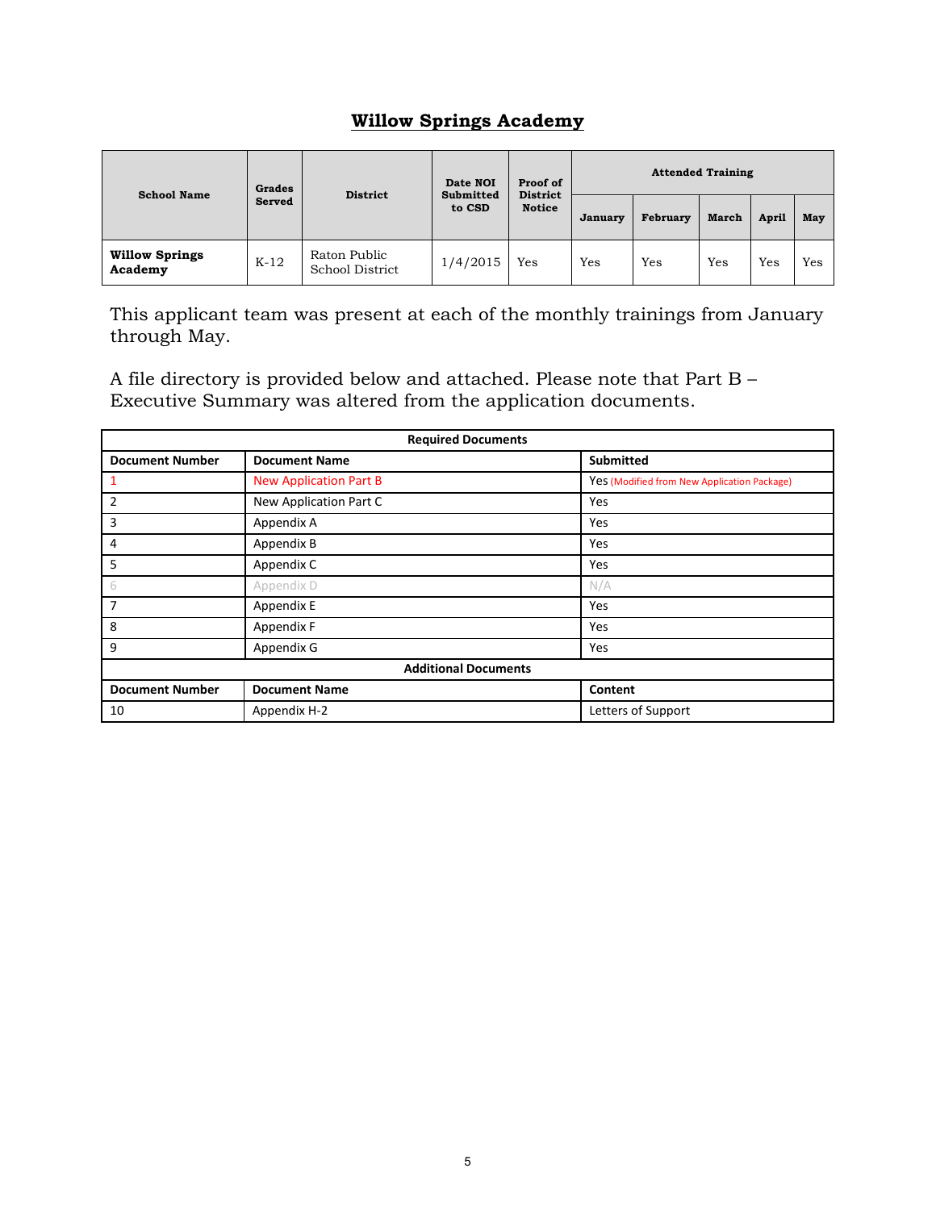## Willow Springs Academy

| School Name | Grades Served | District | Date NOI Submitted to CSD | Proof of District Notice | Attended Training | | | | |
|---|---|---|---|---|---|---|---|---|---|
| | | | | | January | February | March | April | May |
| **Willow Springs Academy** | K-12 | Raton Public School District | 1/4/2015 | Yes | Yes | Yes | Yes | Yes | Yes |

This applicant team was present at each of the monthly trainings from January through May.

A file directory is provided below and attached. Please note that Part B – Executive Summary was altered from the application documents.

| Required Documents | | |
|---|---|---|
| **Document Number** | **Document Name** | **Submitted** |
| 1 | New Application Part B | Yes (Modified from New Application Package) |
| 2 | New Application Part C | Yes |
| 3 | Appendix A | Yes |
| 4 | Appendix B | Yes |
| 5 | Appendix C | Yes |
| 6 | Appendix D | N/A |
| 7 | Appendix E | Yes |
| 8 | Appendix F | Yes |
| 9 | Appendix G | Yes |
| **Additional Documents** | | |
| **Document Number** | **Document Name** | **Content** |
| 10 | Appendix H-2 | Letters of Support |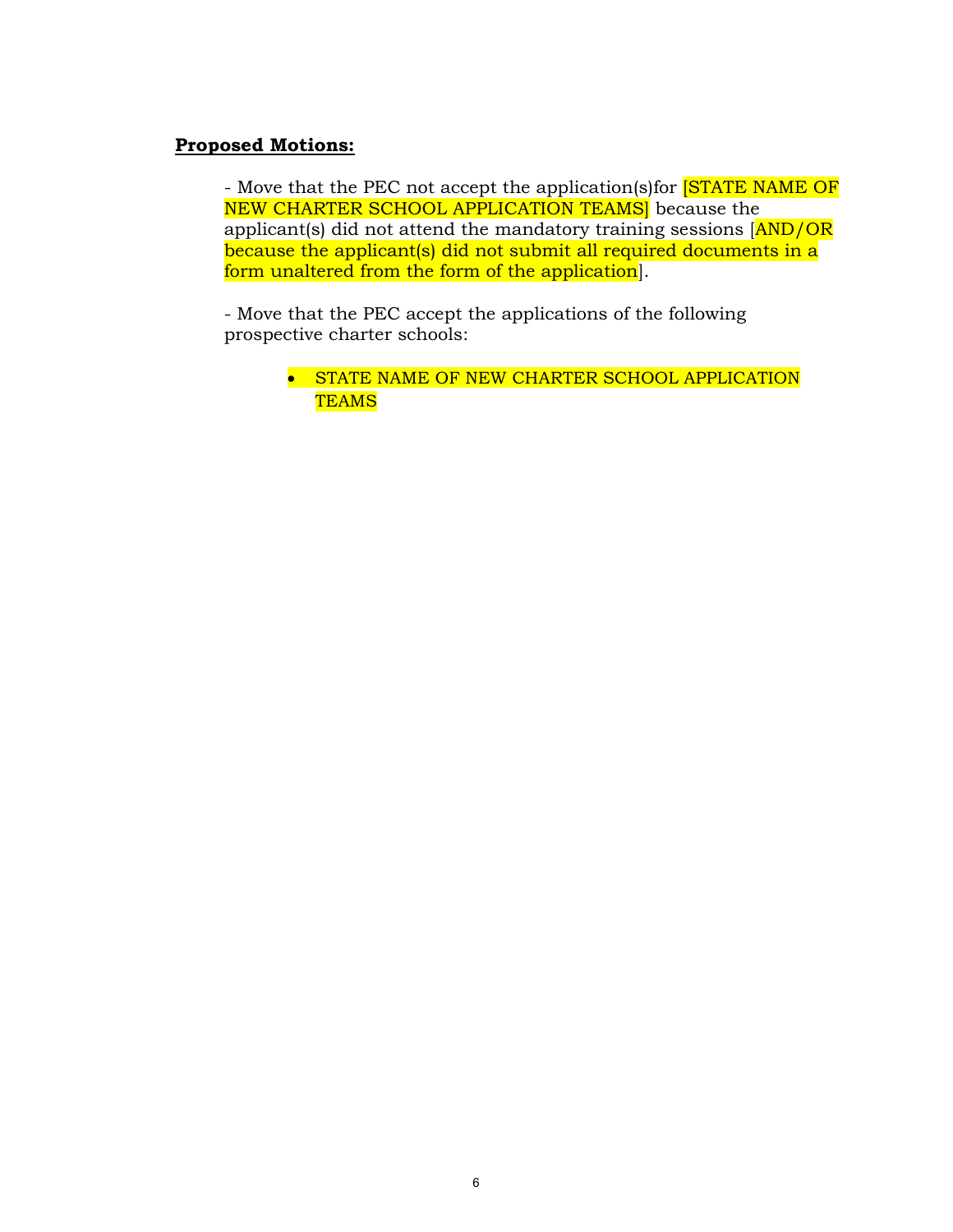**Proposed Motions:**

- Move that the PEC not accept the application(s)for [STATE NAME OF NEW CHARTER SCHOOL APPLICATION TEAMS] because the applicant(s) did not attend the mandatory training sessions [AND/OR because the applicant(s) did not submit all required documents in a form unaltered from the form of the application].

- Move that the PEC accept the applications of the following prospective charter schools:

  - STATE NAME OF NEW CHARTER SCHOOL APPLICATION TEAMS